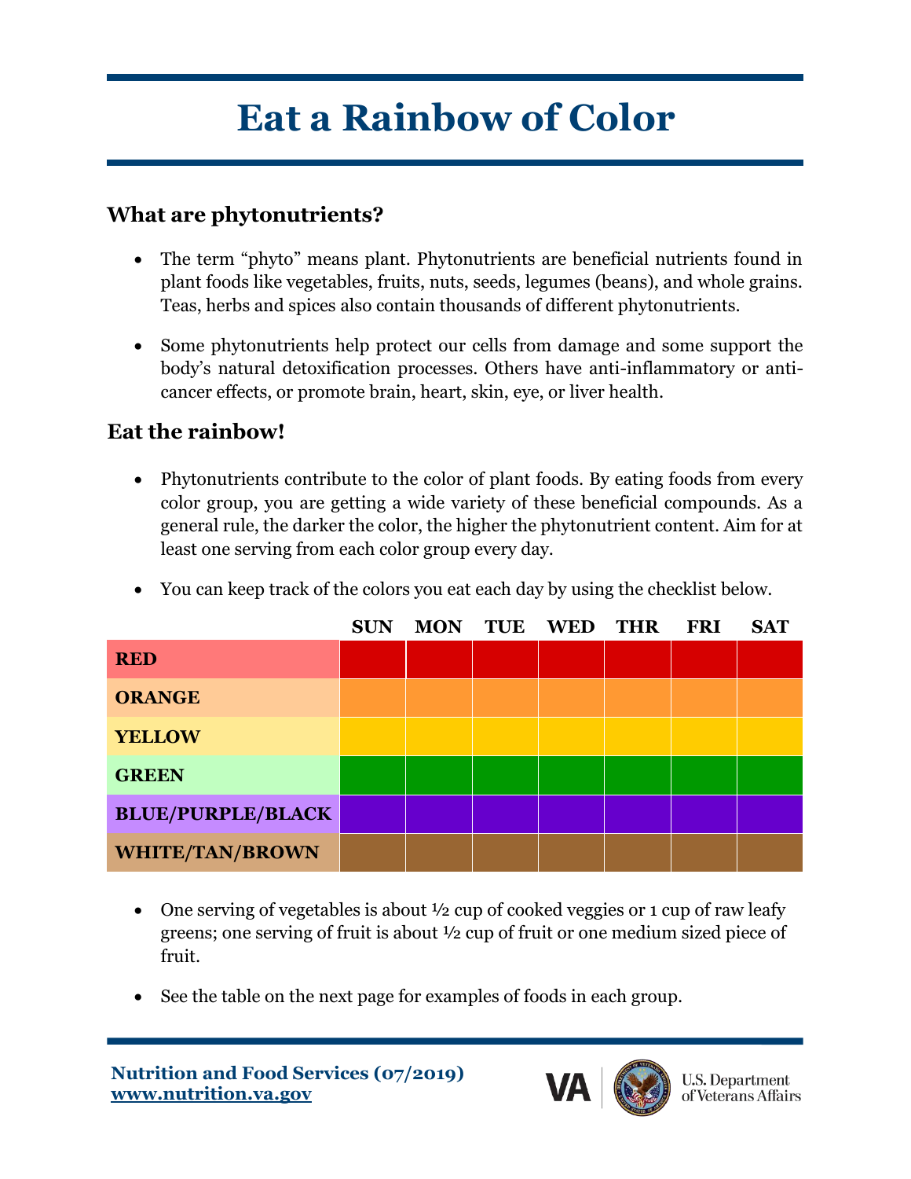# Eat a Rainbow of Color

## What are phytonutrients?

- The term "phyto" means plant. Phytonutrients are beneficial nutrients found in plant foods like vegetables, fruits, nuts, seeds, legumes (beans), and whole grains. Teas, herbs and spices also contain thousands of different phytonutrients.
- Some phytonutrients help protect our cells from damage and some support the body's natural detoxification processes. Others have anti-inflammatory or anti-cancer effects, or promote brain, heart, skin, eye, or liver health.

## Eat the rainbow!

- Phytonutrients contribute to the color of plant foods. By eating foods from every color group, you are getting a wide variety of these beneficial compounds. As a general rule, the darker the color, the higher the phytonutrient content. Aim for at least one serving from each color group every day.
- You can keep track of the colors you eat each day by using the checklist below.

| | SUN | MON | TUE | WED | THR | FRI | SAT |
|---|---|---|---|---|---|---|---|
| **RED** | | | | | | | |
| **ORANGE** | | | | | | | |
| **YELLOW** | | | | | | | |
| **GREEN** | | | | | | | |
| **BLUE/PURPLE/BLACK** | | | | | | | |
| **WHITE/TAN/BROWN** | | | | | | | |

- One serving of vegetables is about ½ cup of cooked veggies or 1 cup of raw leafy greens; one serving of fruit is about ½ cup of fruit or one medium sized piece of fruit.
- See the table on the next page for examples of foods in each group.

**Nutrition and Food Services (07/2019)**
**www.nutrition.va.gov**

VA | U.S. Department of Veterans Affairs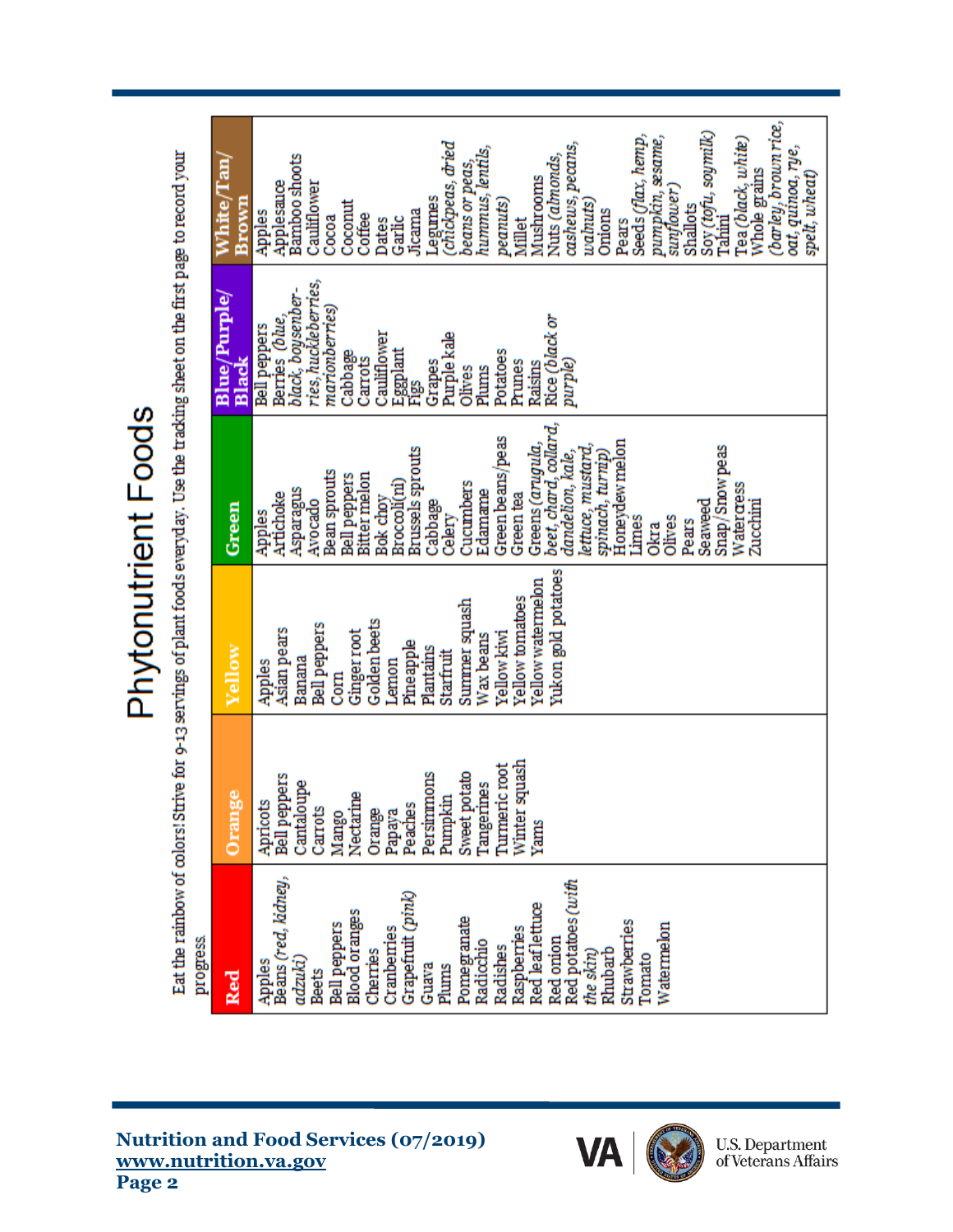# Phytonutrient Foods

Eat the rainbow of colors! Strive for 9-13 servings of plant foods everyday. Use the tracking sheet on the first page to record your progress.

| Red | Orange | Yellow | Green | Blue/Purple/Black | White/Tan/Brown |
|---|---|---|---|---|---|
| Apples<br>Beans *(red, kidney, adzuki)*<br>Beets<br>Bell peppers<br>Blood oranges<br>Cherries<br>Cranberries<br>Grapefruit *(pink)*<br>Guava<br>Plums<br>Pomegranate<br>Radicchio<br>Radishes<br>Raspberries<br>Red leaf lettuce<br>Red onion<br>Red potatoes *(with the skin)*<br>Rhubarb<br>Strawberries<br>Tomato<br>Watermelon | Apricots<br>Bell peppers<br>Cantaloupe<br>Carrots<br>Mango<br>Nectarine<br>Orange<br>Papaya<br>Peaches<br>Persimmons<br>Pumpkin<br>Sweet potato<br>Tangerines<br>Turmeric root<br>Winter squash<br>Yams | Apples<br>Asian pears<br>Banana<br>Bell peppers<br>Corn<br>Ginger root<br>Golden beets<br>Lemon<br>Pineapple<br>Plantains<br>Starfruit<br>Summer squash<br>Wax beans<br>Yellow kiwi<br>Yellow tomatoes<br>Yellow watermelon<br>Yukon gold potatoes | Apples<br>Artichoke<br>Asparagus<br>Avocado<br>Bean sprouts<br>Bell peppers<br>Bitter melon<br>Bok choy<br>Broccoli(ni)<br>Brussels sprouts<br>Cabbage<br>Celery<br>Cucumbers<br>Edamame<br>Green beans/peas<br>Green tea<br>Greens *(arugula, beet, chard, collard, dandelion, kale, lettuce, mustard, spinach, turnip)*<br>Honeydew melon<br>Limes<br>Okra<br>Olives<br>Pears<br>Seaweed<br>Snap/Snow peas<br>Watercress<br>Zucchini | Bell peppers<br>Berries *(blue, black, boysenberries, huckleberries, marionberries)*<br>Cabbage<br>Carrots<br>Cauliflower<br>Eggplant<br>Figs<br>Grapes<br>Purple kale<br>Olives<br>Plums<br>Potatoes<br>Prunes<br>Raisins<br>Rice *(black or purple)* | Apples<br>Applesauce<br>Bamboo shoots<br>Cauliflower<br>Cocoa<br>Coconut<br>Coffee<br>Dates<br>Garlic<br>Jicama<br>Legumes *(chickpeas, dried beans or peas, hummus, lentils, peanuts)*<br>Millet<br>Mushrooms<br>Nuts *(almonds, cashews, pecans, walnuts)*<br>Onions<br>Pears<br>Seeds *(flax, hemp, pumpkin, sesame, sunflower)*<br>Shallots<br>Soy *(tofu, soymilk)*<br>Tahini<br>Tea *(black, white)*<br>Whole grains *(barley, brown rice, oat, quinoa, rye, spelt, wheat)* |

**Nutrition and Food Services (07/2019)**
**www.nutrition.va.gov**

VA U.S. Department of Veterans Affairs